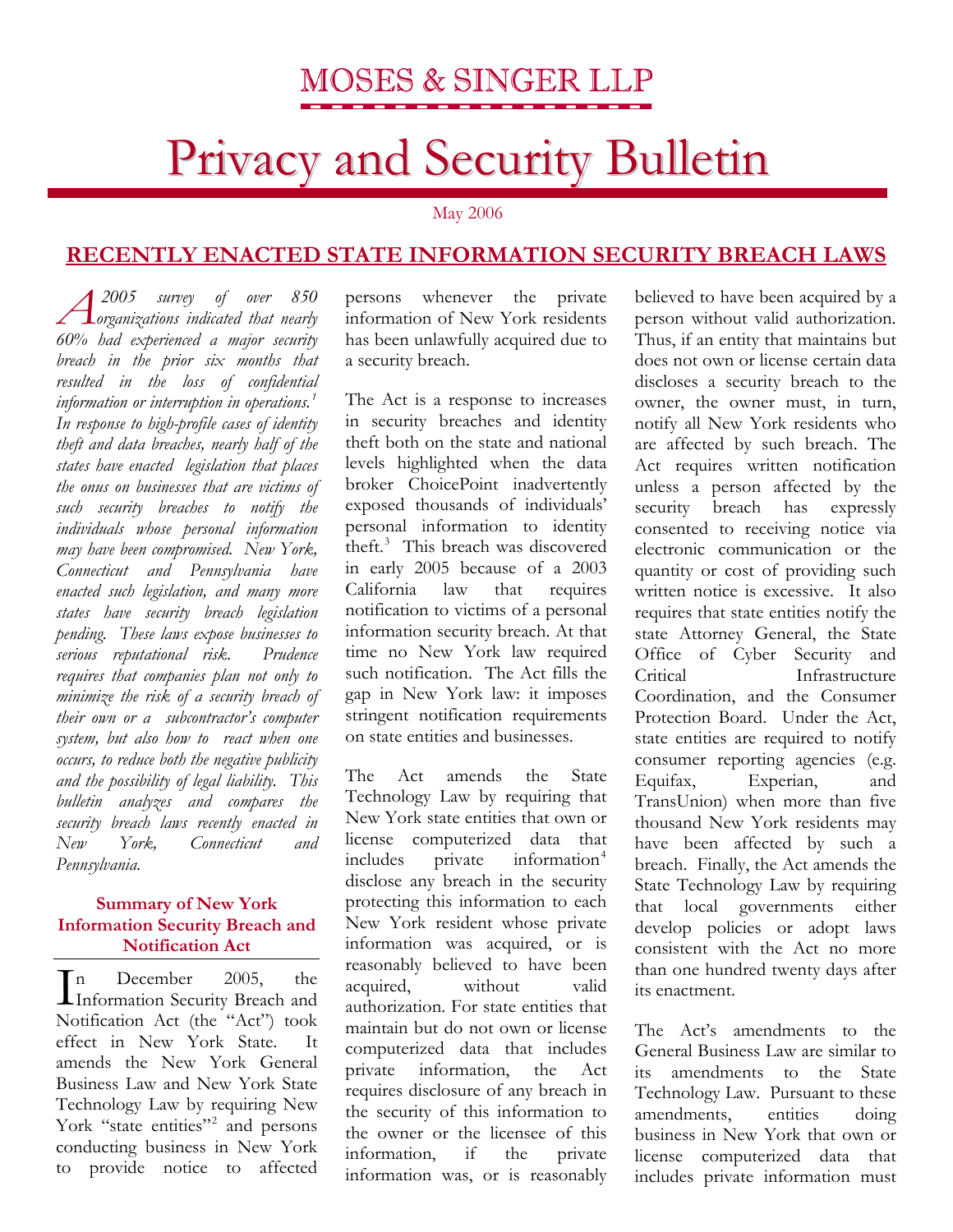# MOSES & SINGER LLP

# Privacy and Security Bulletin

May 2006

## RECENTLY ENACTED STATE INFORMATION SECURITY BREACH LAWS

*A 2005 survey of over 850 organizations indicated that nearly 60% had experienced a major security breach in the prior six months that resulted in the loss of confidential information or interruption in operations.[1] In response to high-profile cases of identity theft and data breaches, nearly half of the states have enacted legislation that places the onus on businesses that are victims of such security breaches to notify the individuals whose personal information may have been compromised. New York, Connecticut and Pennsylvania have enacted such legislation, and many more states have security breach legislation pending. These laws expose businesses to serious reputational risk. Prudence requires that companies plan not only to minimize the risk of a security breach of their own or a subcontractor's computer system, but also how to react when one occurs, to reduce both the negative publicity and the possibility of legal liability. This bulletin analyzes and compares the security breach laws recently enacted in New York, Connecticut and Pennsylvania.*

### Summary of New York Information Security Breach and Notification Act

In December 2005, the Information Security Breach and Notification Act (the "Act") took effect in New York State. It amends the New York General Business Law and New York State Technology Law by requiring New York "state entities"[2] and persons conducting business in New York to provide notice to affected persons whenever the private information of New York residents has been unlawfully acquired due to a security breach.

The Act is a response to increases in security breaches and identity theft both on the state and national levels highlighted when the data broker ChoicePoint inadvertently exposed thousands of individuals' personal information to identity theft.[3] This breach was discovered in early 2005 because of a 2003 California law that requires notification to victims of a personal information security breach. At that time no New York law required such notification. The Act fills the gap in New York law: it imposes stringent notification requirements on state entities and businesses.

The Act amends the State Technology Law by requiring that New York state entities that own or license computerized data that includes private information[4] disclose any breach in the security protecting this information to each New York resident whose private information was acquired, or is reasonably believed to have been acquired, without valid authorization. For state entities that maintain but do not own or license computerized data that includes private information, the Act requires disclosure of any breach in the security of this information to the owner or the licensee of this information, if the private information was, or is reasonably believed to have been acquired by a person without valid authorization. Thus, if an entity that maintains but does not own or license certain data discloses a security breach to the owner, the owner must, in turn, notify all New York residents who are affected by such breach. The Act requires written notification unless a person affected by the security breach has expressly consented to receiving notice via electronic communication or the quantity or cost of providing such written notice is excessive. It also requires that state entities notify the state Attorney General, the State Office of Cyber Security and Critical Infrastructure Coordination, and the Consumer Protection Board. Under the Act, state entities are required to notify consumer reporting agencies (e.g. Equifax, Experian, and TransUnion) when more than five thousand New York residents may have been affected by such a breach. Finally, the Act amends the State Technology Law by requiring that local governments either develop policies or adopt laws consistent with the Act no more than one hundred twenty days after its enactment.

The Act's amendments to the General Business Law are similar to its amendments to the State Technology Law. Pursuant to these amendments, entities doing business in New York that own or license computerized data that includes private information must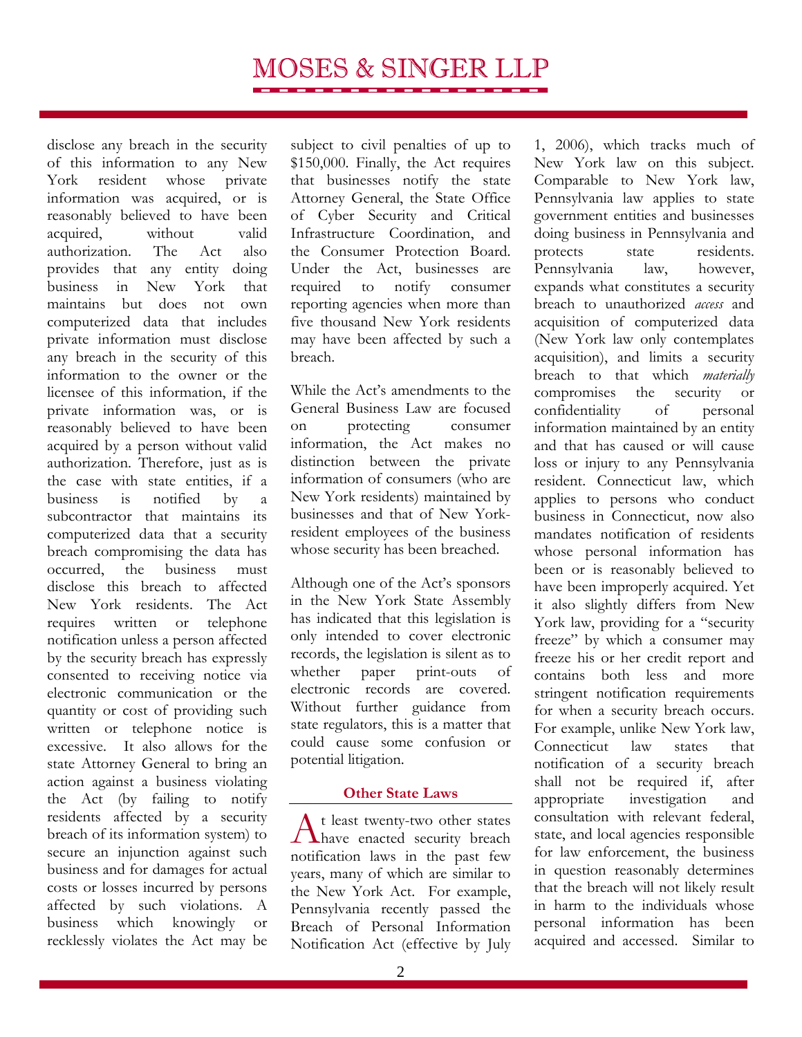disclose any breach in the security of this information to any New York resident whose private information was acquired, or is reasonably believed to have been acquired, without valid authorization. The Act also provides that any entity doing business in New York that maintains but does not own computerized data that includes private information must disclose any breach in the security of this information to the owner or the licensee of this information, if the private information was, or is reasonably believed to have been acquired by a person without valid authorization. Therefore, just as is the case with state entities, if a business is notified by a subcontractor that maintains its computerized data that a security breach compromising the data has occurred, the business must disclose this breach to affected New York residents. The Act requires written or telephone notification unless a person affected by the security breach has expressly consented to receiving notice via electronic communication or the quantity or cost of providing such written or telephone notice is excessive. It also allows for the state Attorney General to bring an action against a business violating the Act (by failing to notify residents affected by a security breach of its information system) to secure an injunction against such business and for damages for actual costs or losses incurred by persons affected by such violations. A business which knowingly or recklessly violates the Act may be subject to civil penalties of up to $150,000. Finally, the Act requires that businesses notify the state Attorney General, the State Office of Cyber Security and Critical Infrastructure Coordination, and the Consumer Protection Board. Under the Act, businesses are required to notify consumer reporting agencies when more than five thousand New York residents may have been affected by such a breach.

While the Act's amendments to the General Business Law are focused on protecting consumer information, the Act makes no distinction between the private information of consumers (who are New York residents) maintained by businesses and that of New York-resident employees of the business whose security has been breached.

Although one of the Act's sponsors in the New York State Assembly has indicated that this legislation is only intended to cover electronic records, the legislation is silent as to whether paper print-outs of electronic records are covered. Without further guidance from state regulators, this is a matter that could cause some confusion or potential litigation.

## Other State Laws

At least twenty-two other states have enacted security breach notification laws in the past few years, many of which are similar to the New York Act. For example, Pennsylvania recently passed the Breach of Personal Information Notification Act (effective by July 1, 2006), which tracks much of New York law on this subject. Comparable to New York law, Pennsylvania law applies to state government entities and businesses doing business in Pennsylvania and protects state residents. Pennsylvania law, however, expands what constitutes a security breach to unauthorized *access* and acquisition of computerized data (New York law only contemplates acquisition), and limits a security breach to that which *materially* compromises the security or confidentiality of personal information maintained by an entity and that has caused or will cause loss or injury to any Pennsylvania resident. Connecticut law, which applies to persons who conduct business in Connecticut, now also mandates notification of residents whose personal information has been or is reasonably believed to have been improperly acquired. Yet it also slightly differs from New York law, providing for a "security freeze" by which a consumer may freeze his or her credit report and contains both less and more stringent notification requirements for when a security breach occurs. For example, unlike New York law, Connecticut law states that notification of a security breach shall not be required if, after appropriate investigation and consultation with relevant federal, state, and local agencies responsible for law enforcement, the business in question reasonably determines that the breach will not likely result in harm to the individuals whose personal information has been acquired and accessed. Similar to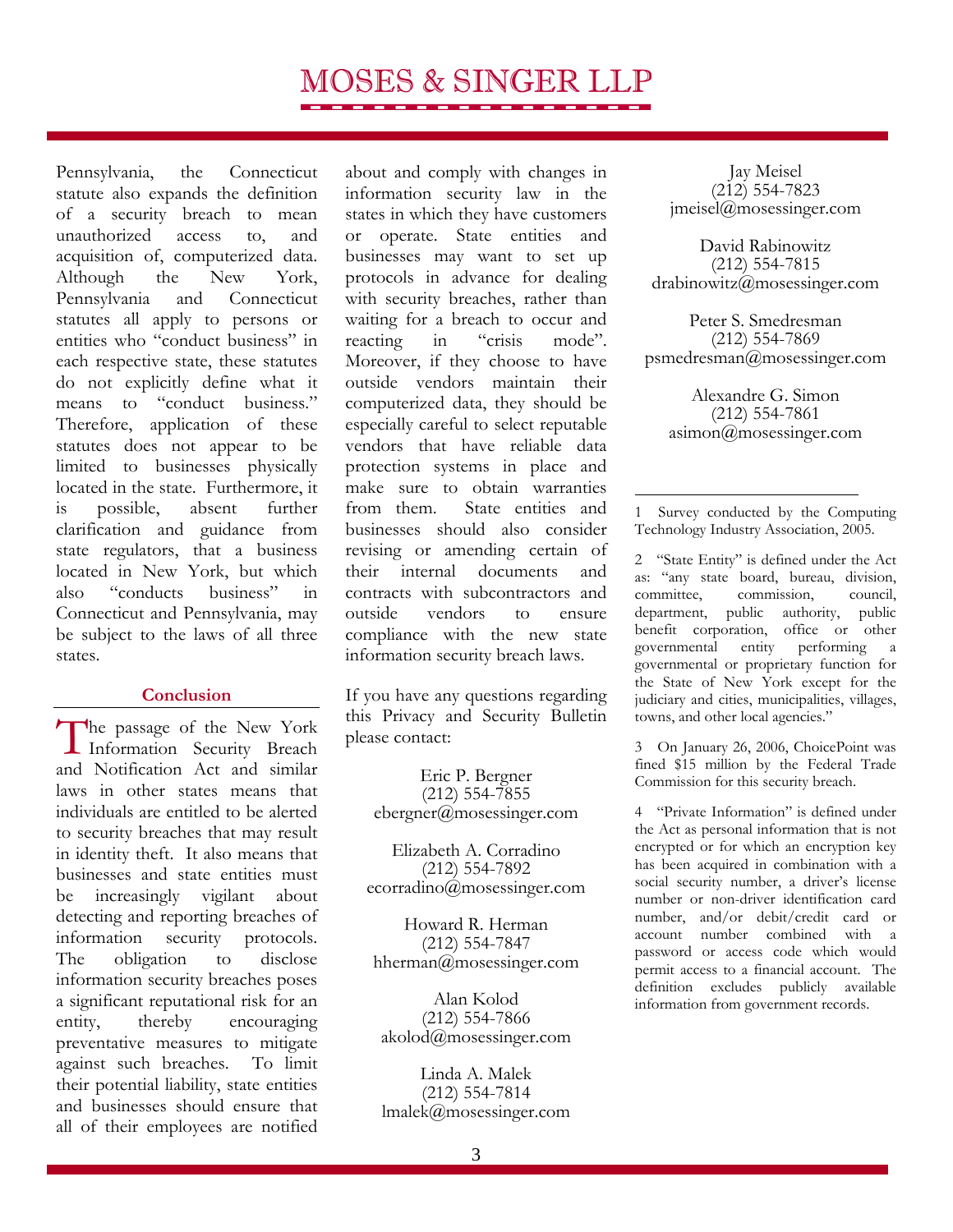Pennsylvania, the Connecticut statute also expands the definition of a security breach to mean unauthorized access to, and acquisition of, computerized data. Although the New York, Pennsylvania and Connecticut statutes all apply to persons or entities who "conduct business" in each respective state, these statutes do not explicitly define what it means to "conduct business." Therefore, application of these statutes does not appear to be limited to businesses physically located in the state. Furthermore, it is possible, absent further clarification and guidance from state regulators, that a business located in New York, but which also "conducts business" in Connecticut and Pennsylvania, may be subject to the laws of all three states.

## Conclusion

The passage of the New York Information Security Breach and Notification Act and similar laws in other states means that individuals are entitled to be alerted to security breaches that may result in identity theft. It also means that businesses and state entities must be increasingly vigilant about detecting and reporting breaches of information security protocols. The obligation to disclose information security breaches poses a significant reputational risk for an entity, thereby encouraging preventative measures to mitigate against such breaches. To limit their potential liability, state entities and businesses should ensure that all of their employees are notified about and comply with changes in information security law in the states in which they have customers or operate. State entities and businesses may want to set up protocols in advance for dealing with security breaches, rather than waiting for a breach to occur and reacting in "crisis mode". Moreover, if they choose to have outside vendors maintain their computerized data, they should be especially careful to select reputable vendors that have reliable data protection systems in place and make sure to obtain warranties from them. State entities and businesses should also consider revising or amending certain of their internal documents and contracts with subcontractors and outside vendors to ensure compliance with the new state information security breach laws.

If you have any questions regarding this Privacy and Security Bulletin please contact:

Eric P. Bergner
(212) 554-7855
ebergner@mosessinger.com

Elizabeth A. Corradino
(212) 554-7892
ecorradino@mosessinger.com

Howard R. Herman
(212) 554-7847
hherman@mosessinger.com

Alan Kolod
(212) 554-7866
akolod@mosessinger.com

Linda A. Malek
(212) 554-7814
lmalek@mosessinger.com

Jay Meisel
(212) 554-7823
jmeisel@mosessinger.com

David Rabinowitz
(212) 554-7815
drabinowitz@mosessinger.com

Peter S. Smedresman
(212) 554-7869
psmedresman@mosessinger.com

Alexandre G. Simon
(212) 554-7861
asimon@mosessinger.com

---

1 Survey conducted by the Computing Technology Industry Association, 2005.

2 "State Entity" is defined under the Act as: "any state board, bureau, division, committee, commission, council, department, public authority, public benefit corporation, office or other governmental entity performing a governmental or proprietary function for the State of New York except for the judiciary and cities, municipalities, villages, towns, and other local agencies."

3 On January 26, 2006, ChoicePoint was fined $15 million by the Federal Trade Commission for this security breach.

4 "Private Information" is defined under the Act as personal information that is not encrypted or for which an encryption key has been acquired in combination with a social security number, a driver's license number or non-driver identification card number, and/or debit/credit card or account number combined with a password or access code which would permit access to a financial account. The definition excludes publicly available information from government records.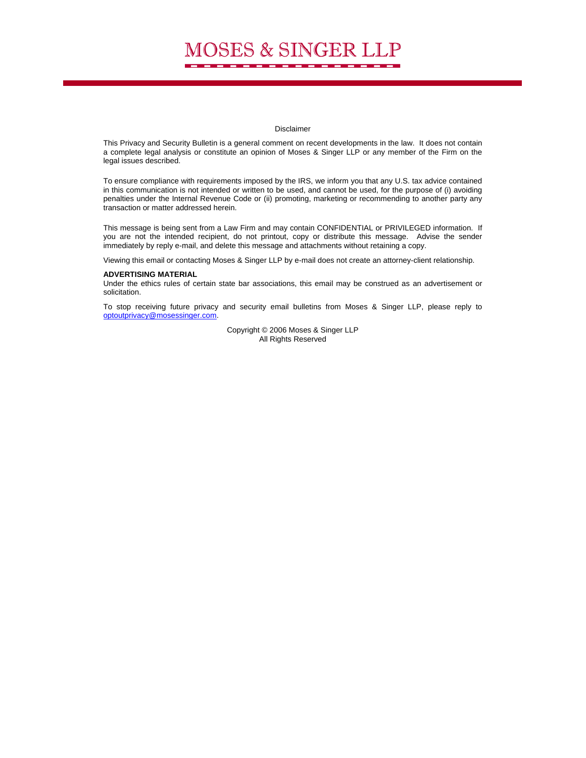MOSES & SINGER LLP

Disclaimer

This Privacy and Security Bulletin is a general comment on recent developments in the law. It does not contain a complete legal analysis or constitute an opinion of Moses & Singer LLP or any member of the Firm on the legal issues described.

To ensure compliance with requirements imposed by the IRS, we inform you that any U.S. tax advice contained in this communication is not intended or written to be used, and cannot be used, for the purpose of (i) avoiding penalties under the Internal Revenue Code or (ii) promoting, marketing or recommending to another party any transaction or matter addressed herein.

This message is being sent from a Law Firm and may contain CONFIDENTIAL or PRIVILEGED information. If you are not the intended recipient, do not printout, copy or distribute this message. Advise the sender immediately by reply e-mail, and delete this message and attachments without retaining a copy.

Viewing this email or contacting Moses & Singer LLP by e-mail does not create an attorney-client relationship.

**ADVERTISING MATERIAL**
Under the ethics rules of certain state bar associations, this email may be construed as an advertisement or solicitation.

To stop receiving future privacy and security email bulletins from Moses & Singer LLP, please reply to optoutprivacy@mosessinger.com.

Copyright © 2006 Moses & Singer LLP
All Rights Reserved